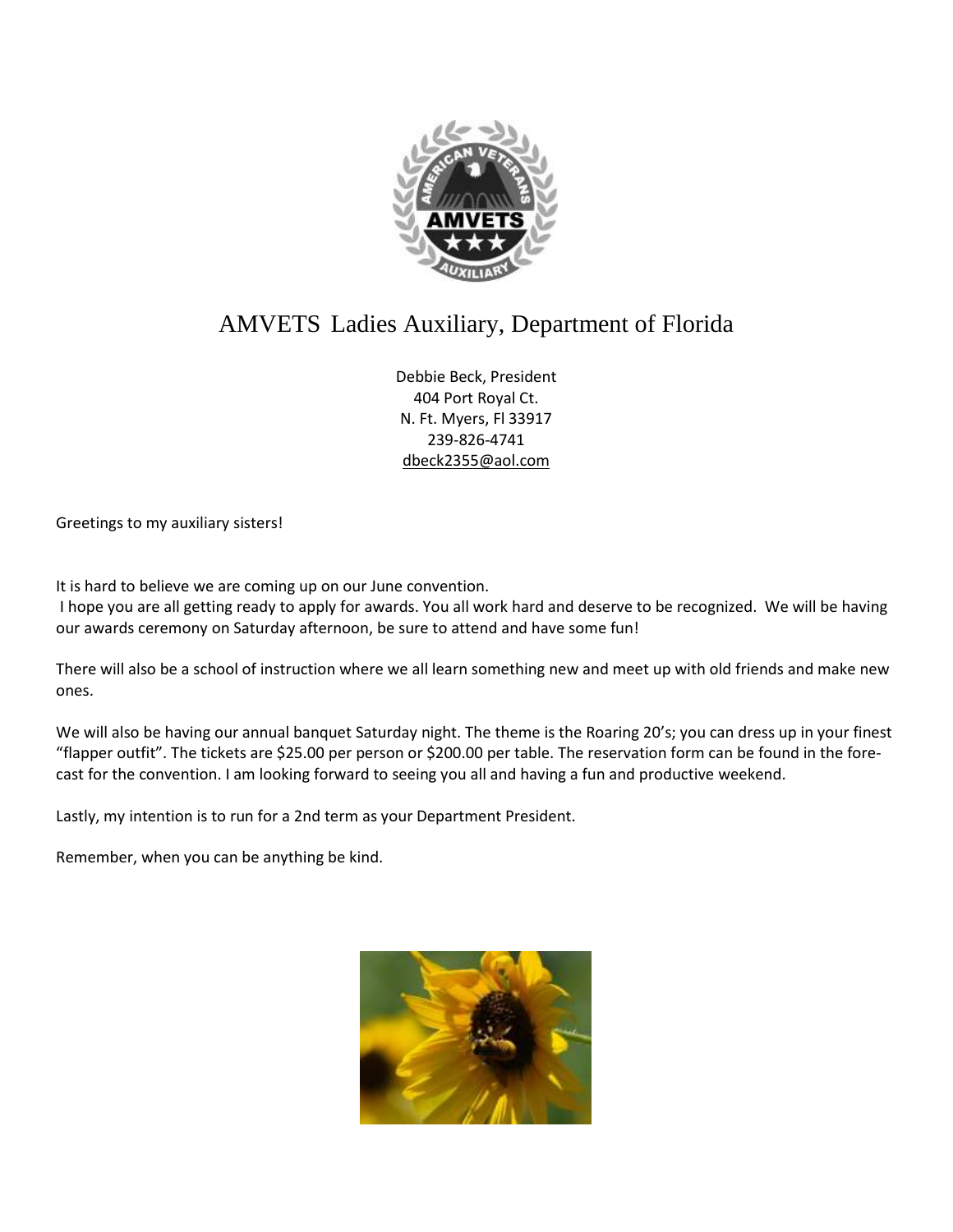# AMVETS Ladies Auxiliary, Department of Florida

Debbie Beck, President
404 Port Royal Ct.
N. Ft. Myers, Fl 33917
239-826-4741
dbeck2355@aol.com

Greetings to my auxiliary sisters!

It is hard to believe we are coming up on our June convention.
I hope you are all getting ready to apply for awards. You all work hard and deserve to be recognized. We will be having our awards ceremony on Saturday afternoon, be sure to attend and have some fun!

There will also be a school of instruction where we all learn something new and meet up with old friends and make new ones.

We will also be having our annual banquet Saturday night. The theme is the Roaring 20's; you can dress up in your finest "flapper outfit". The tickets are $25.00 per person or $200.00 per table. The reservation form can be found in the fore-cast for the convention. I am looking forward to seeing you all and having a fun and productive weekend.

Lastly, my intention is to run for a 2nd term as your Department President.

Remember, when you can be anything be kind.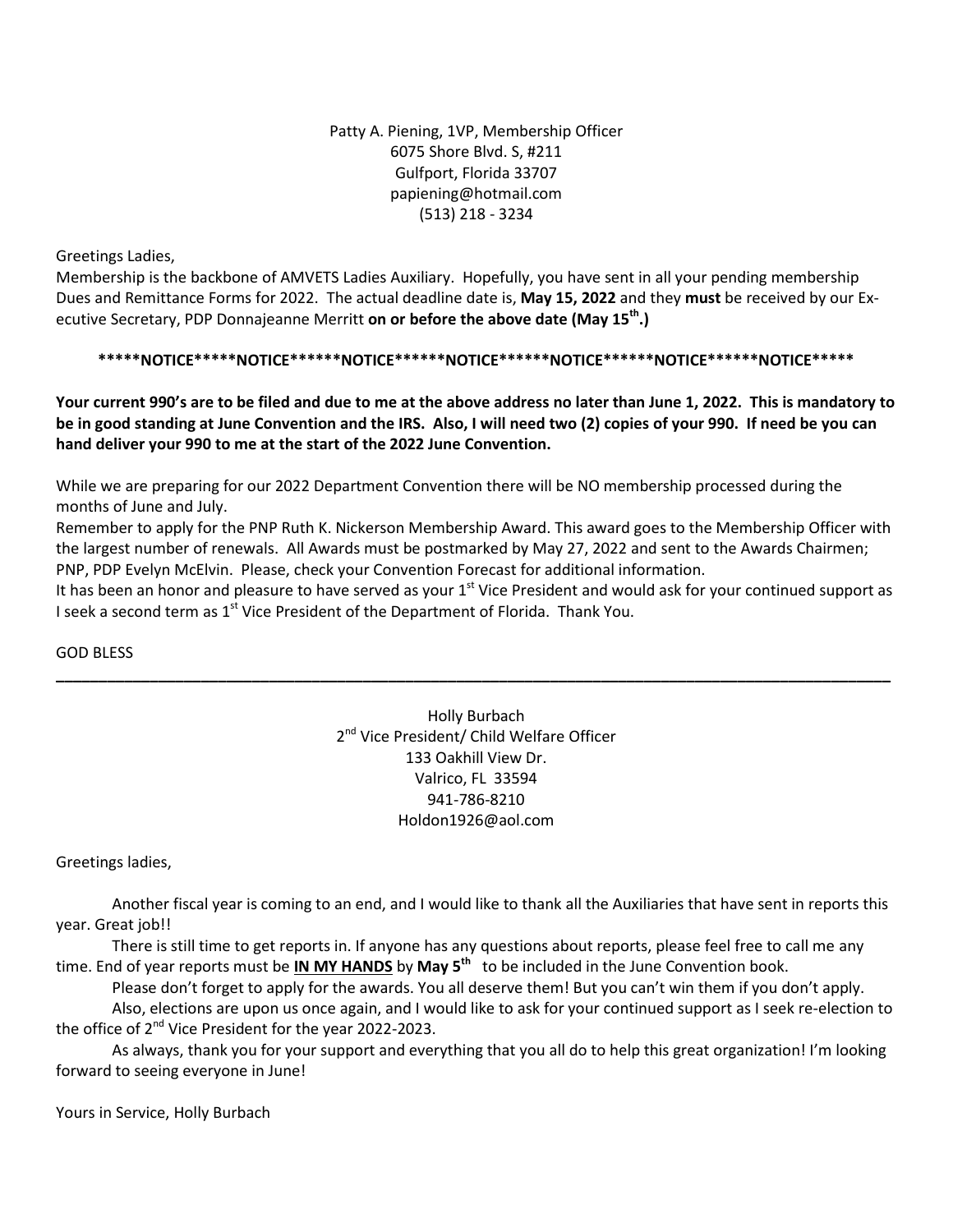Patty A. Piening, 1VP, Membership Officer
6075 Shore Blvd. S, #211
Gulfport, Florida 33707
papiening@hotmail.com
(513) 218 - 3234

Greetings Ladies,

Membership is the backbone of AMVETS Ladies Auxiliary. Hopefully, you have sent in all your pending membership Dues and Remittance Forms for 2022. The actual deadline date is, **May 15, 2022** and they **must** be received by our Executive Secretary, PDP Donnajeanne Merritt **on or before the above date (May 15th.)**

**\*\*\*\*\*NOTICE\*\*\*\*\*NOTICE\*\*\*\*\*\*NOTICE\*\*\*\*\*\*NOTICE\*\*\*\*\*\*NOTICE\*\*\*\*\*\*NOTICE\*\*\*\*\*\*NOTICE\*\*\*\*\***

**Your current 990's are to be filed and due to me at the above address no later than June 1, 2022. This is mandatory to be in good standing at June Convention and the IRS. Also, I will need two (2) copies of your 990. If need be you can hand deliver your 990 to me at the start of the 2022 June Convention.**

While we are preparing for our 2022 Department Convention there will be NO membership processed during the months of June and July.

Remember to apply for the PNP Ruth K. Nickerson Membership Award. This award goes to the Membership Officer with the largest number of renewals. All Awards must be postmarked by May 27, 2022 and sent to the Awards Chairmen; PNP, PDP Evelyn McElvin. Please, check your Convention Forecast for additional information.

It has been an honor and pleasure to have served as your 1st Vice President and would ask for your continued support as I seek a second term as 1st Vice President of the Department of Florida. Thank You.

GOD BLESS

---

Holly Burbach
2nd Vice President/ Child Welfare Officer
133 Oakhill View Dr.
Valrico, FL 33594
941-786-8210
Holdon1926@aol.com

Greetings ladies,

Another fiscal year is coming to an end, and I would like to thank all the Auxiliaries that have sent in reports this year. Great job!!

There is still time to get reports in. If anyone has any questions about reports, please feel free to call me any time. End of year reports must be **<u>IN MY HANDS</u>** by **May 5th** to be included in the June Convention book.

Please don't forget to apply for the awards. You all deserve them! But you can't win them if you don't apply.

Also, elections are upon us once again, and I would like to ask for your continued support as I seek re-election to the office of 2nd Vice President for the year 2022-2023.

As always, thank you for your support and everything that you all do to help this great organization! I'm looking forward to seeing everyone in June!

Yours in Service, Holly Burbach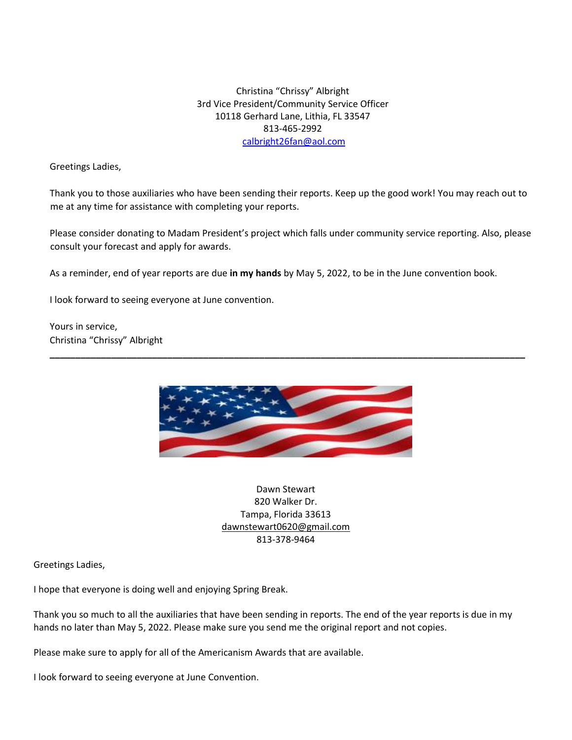Christina "Chrissy" Albright
3rd Vice President/Community Service Officer
10118 Gerhard Lane, Lithia, FL 33547
813-465-2992
calbright26fan@aol.com

Greetings Ladies,

Thank you to those auxiliaries who have been sending their reports. Keep up the good work! You may reach out to me at any time for assistance with completing your reports.

Please consider donating to Madam President's project which falls under community service reporting. Also, please consult your forecast and apply for awards.

As a reminder, end of year reports are due **in my hands** by May 5, 2022, to be in the June convention book.

I look forward to seeing everyone at June convention.

Yours in service,
Christina "Chrissy" Albright

---

Dawn Stewart
820 Walker Dr.
Tampa, Florida 33613
dawnstewart0620@gmail.com
813-378-9464

Greetings Ladies,

I hope that everyone is doing well and enjoying Spring Break.

Thank you so much to all the auxiliaries that have been sending in reports. The end of the year reports is due in my hands no later than May 5, 2022. Please make sure you send me the original report and not copies.

Please make sure to apply for all of the Americanism Awards that are available.

I look forward to seeing everyone at June Convention.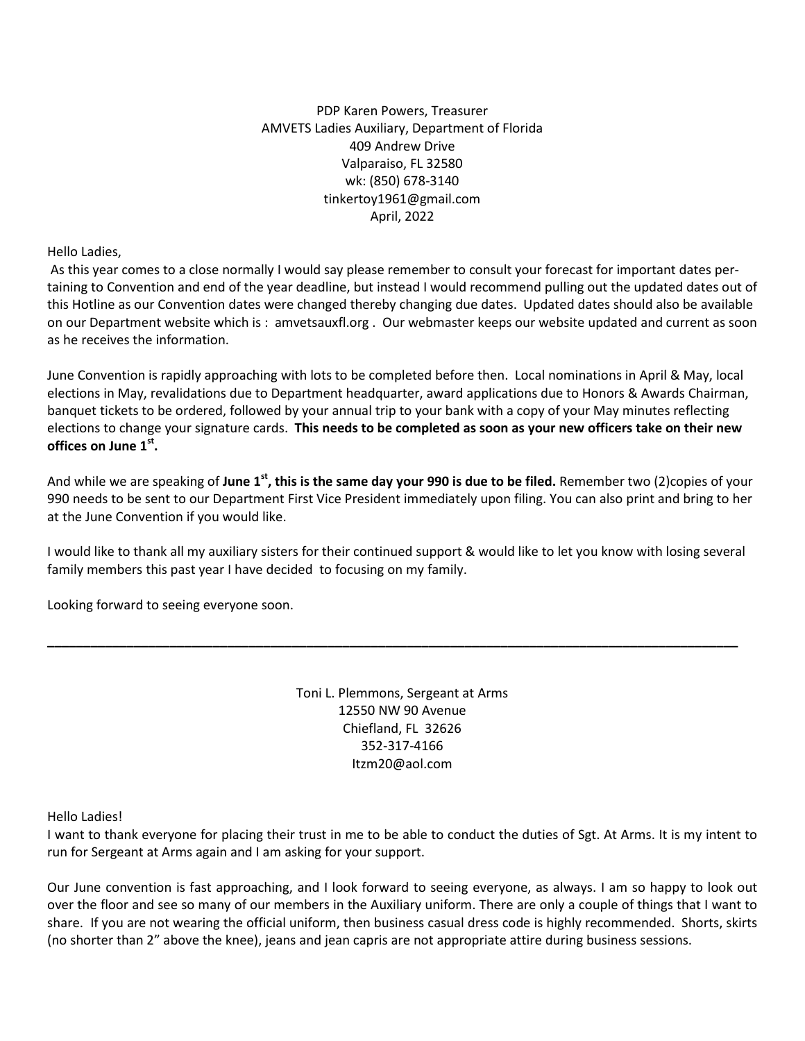PDP Karen Powers, Treasurer
AMVETS Ladies Auxiliary, Department of Florida
409 Andrew Drive
Valparaiso, FL 32580
wk: (850) 678-3140
tinkertoy1961@gmail.com
April, 2022

Hello Ladies,

As this year comes to a close normally I would say please remember to consult your forecast for important dates pertaining to Convention and end of the year deadline, but instead I would recommend pulling out the updated dates out of this Hotline as our Convention dates were changed thereby changing due dates. Updated dates should also be available on our Department website which is : amvetsauxfl.org . Our webmaster keeps our website updated and current as soon as he receives the information.

June Convention is rapidly approaching with lots to be completed before then. Local nominations in April & May, local elections in May, revalidations due to Department headquarter, award applications due to Honors & Awards Chairman, banquet tickets to be ordered, followed by your annual trip to your bank with a copy of your May minutes reflecting elections to change your signature cards. **This needs to be completed as soon as your new officers take on their new offices on June 1st.**

And while we are speaking of **June 1st, this is the same day your 990 is due to be filed.** Remember two (2)copies of your 990 needs to be sent to our Department First Vice President immediately upon filing. You can also print and bring to her at the June Convention if you would like.

I would like to thank all my auxiliary sisters for their continued support & would like to let you know with losing several family members this past year I have decided to focusing on my family.

Looking forward to seeing everyone soon.

---

Toni L. Plemmons, Sergeant at Arms
12550 NW 90 Avenue
Chiefland, FL 32626
352-317-4166
Itzm20@aol.com

Hello Ladies!

I want to thank everyone for placing their trust in me to be able to conduct the duties of Sgt. At Arms. It is my intent to run for Sergeant at Arms again and I am asking for your support.

Our June convention is fast approaching, and I look forward to seeing everyone, as always. I am so happy to look out over the floor and see so many of our members in the Auxiliary uniform. There are only a couple of things that I want to share. If you are not wearing the official uniform, then business casual dress code is highly recommended. Shorts, skirts (no shorter than 2" above the knee), jeans and jean capris are not appropriate attire during business sessions.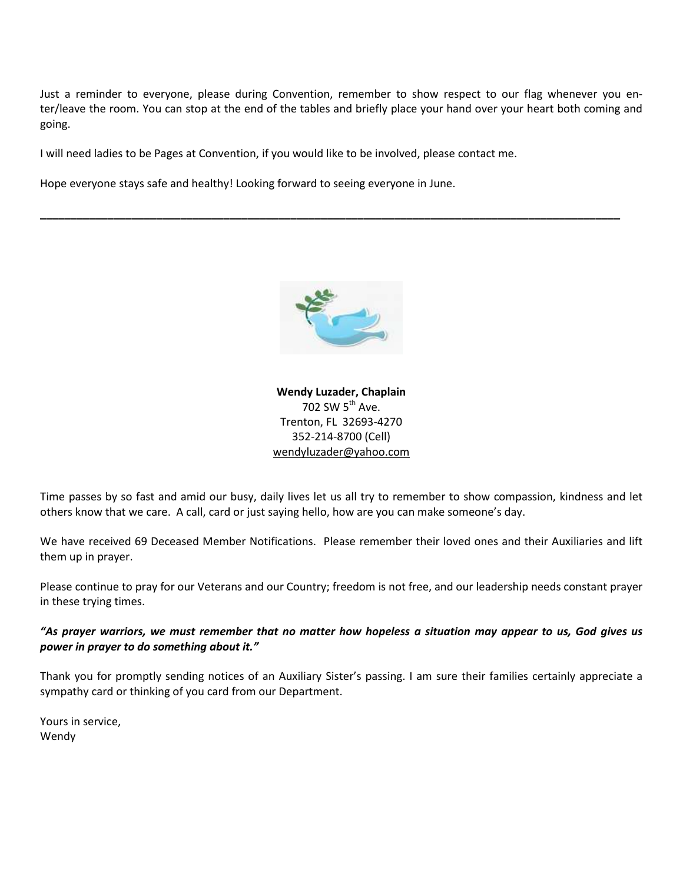Just a reminder to everyone, please during Convention, remember to show respect to our flag whenever you enter/leave the room. You can stop at the end of the tables and briefly place your hand over your heart both coming and going.

I will need ladies to be Pages at Convention, if you would like to be involved, please contact me.

Hope everyone stays safe and healthy! Looking forward to seeing everyone in June.

---

**Wendy Luzader, Chaplain**
702 SW 5th Ave.
Trenton, FL 32693-4270
352-214-8700 (Cell)
wendyluzader@yahoo.com

Time passes by so fast and amid our busy, daily lives let us all try to remember to show compassion, kindness and let others know that we care. A call, card or just saying hello, how are you can make someone's day.

We have received 69 Deceased Member Notifications. Please remember their loved ones and their Auxiliaries and lift them up in prayer.

Please continue to pray for our Veterans and our Country; freedom is not free, and our leadership needs constant prayer in these trying times.

***"As prayer warriors, we must remember that no matter how hopeless a situation may appear to us, God gives us power in prayer to do something about it."***

Thank you for promptly sending notices of an Auxiliary Sister's passing. I am sure their families certainly appreciate a sympathy card or thinking of you card from our Department.

Yours in service,
Wendy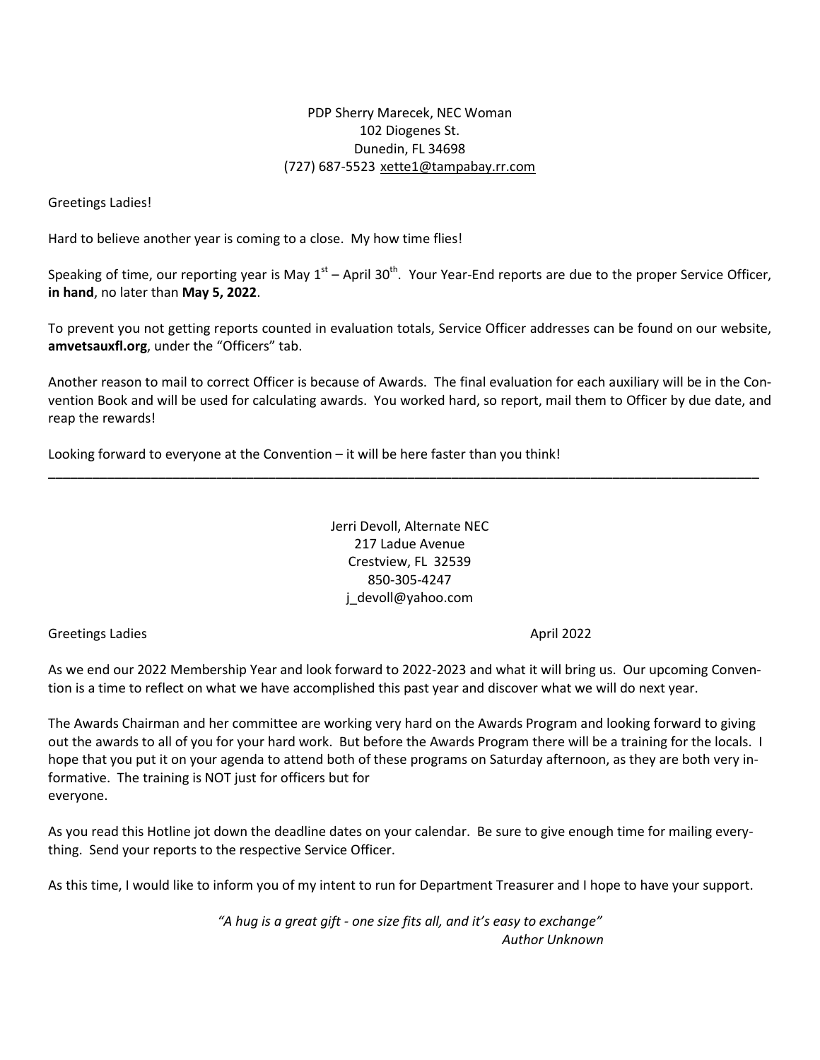PDP Sherry Marecek, NEC Woman
102 Diogenes St.
Dunedin, FL 34698
(727) 687-5523 xette1@tampabay.rr.com

Greetings Ladies!

Hard to believe another year is coming to a close. My how time flies!

Speaking of time, our reporting year is May 1st – April 30th. Your Year-End reports are due to the proper Service Officer, **in hand**, no later than **May 5, 2022**.

To prevent you not getting reports counted in evaluation totals, Service Officer addresses can be found on our website, **amvetsauxfl.org**, under the "Officers" tab.

Another reason to mail to correct Officer is because of Awards. The final evaluation for each auxiliary will be in the Convention Book and will be used for calculating awards. You worked hard, so report, mail them to Officer by due date, and reap the rewards!

Looking forward to everyone at the Convention – it will be here faster than you think!

---

Jerri Devoll, Alternate NEC
217 Ladue Avenue
Crestview, FL 32539
850-305-4247
j_devoll@yahoo.com

Greetings Ladies

April 2022

As we end our 2022 Membership Year and look forward to 2022-2023 and what it will bring us. Our upcoming Convention is a time to reflect on what we have accomplished this past year and discover what we will do next year.

The Awards Chairman and her committee are working very hard on the Awards Program and looking forward to giving out the awards to all of you for your hard work. But before the Awards Program there will be a training for the locals. I hope that you put it on your agenda to attend both of these programs on Saturday afternoon, as they are both very informative. The training is NOT just for officers but for everyone.

As you read this Hotline jot down the deadline dates on your calendar. Be sure to give enough time for mailing everything. Send your reports to the respective Service Officer.

As this time, I would like to inform you of my intent to run for Department Treasurer and I hope to have your support.

*"A hug is a great gift - one size fits all, and it's easy to exchange"*
*Author Unknown*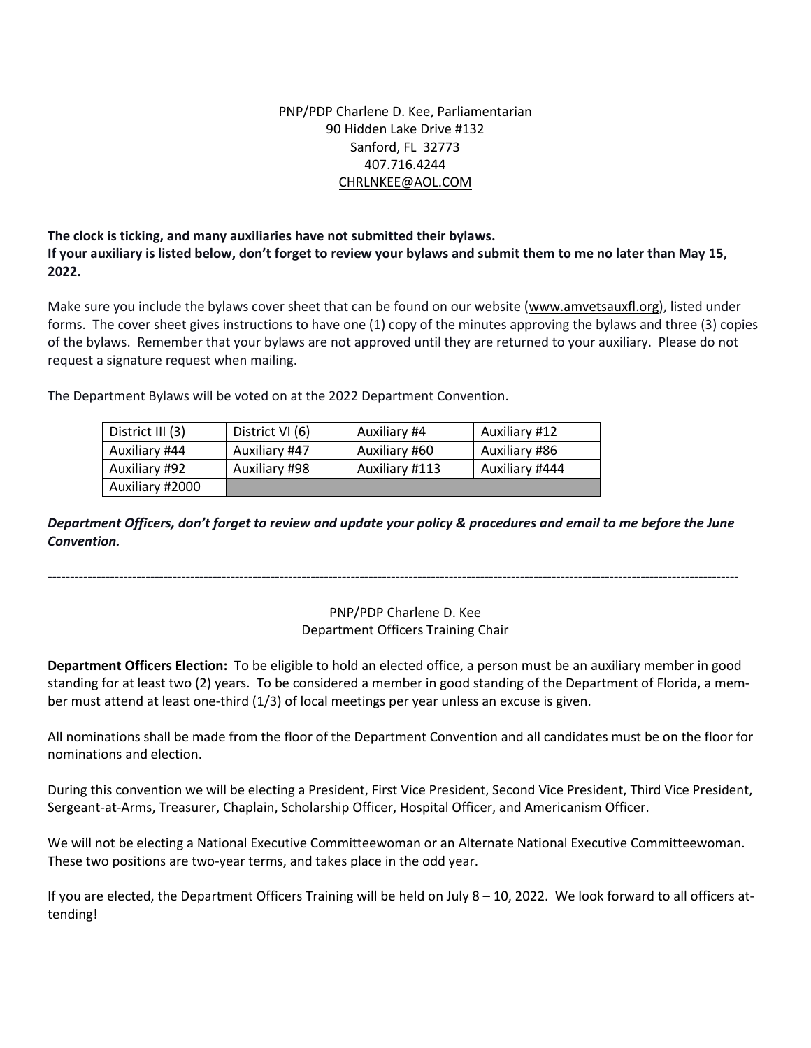PNP/PDP Charlene D. Kee, Parliamentarian
90 Hidden Lake Drive #132
Sanford, FL 32773
407.716.4244
CHRLNKEE@AOL.COM

**The clock is ticking, and many auxiliaries have not submitted their bylaws.**
**If your auxiliary is listed below, don't forget to review your bylaws and submit them to me no later than May 15, 2022.**

Make sure you include the bylaws cover sheet that can be found on our website (www.amvetsauxfl.org), listed under forms. The cover sheet gives instructions to have one (1) copy of the minutes approving the bylaws and three (3) copies of the bylaws. Remember that your bylaws are not approved until they are returned to your auxiliary. Please do not request a signature request when mailing.

The Department Bylaws will be voted on at the 2022 Department Convention.

| | | | |
|---|---|---|---|
| District III (3) | District VI (6) | Auxiliary #4 | Auxiliary #12 |
| Auxiliary #44 | Auxiliary #47 | Auxiliary #60 | Auxiliary #86 |
| Auxiliary #92 | Auxiliary #98 | Auxiliary #113 | Auxiliary #444 |
| Auxiliary #2000 | | | |

***Department Officers, don't forget to review and update your policy & procedures and email to me before the June Convention.***

---

PNP/PDP Charlene D. Kee
Department Officers Training Chair

**Department Officers Election:** To be eligible to hold an elected office, a person must be an auxiliary member in good standing for at least two (2) years. To be considered a member in good standing of the Department of Florida, a member must attend at least one-third (1/3) of local meetings per year unless an excuse is given.

All nominations shall be made from the floor of the Department Convention and all candidates must be on the floor for nominations and election.

During this convention we will be electing a President, First Vice President, Second Vice President, Third Vice President, Sergeant-at-Arms, Treasurer, Chaplain, Scholarship Officer, Hospital Officer, and Americanism Officer.

We will not be electing a National Executive Committeewoman or an Alternate National Executive Committeewoman. These two positions are two-year terms, and takes place in the odd year.

If you are elected, the Department Officers Training will be held on July 8 – 10, 2022. We look forward to all officers attending!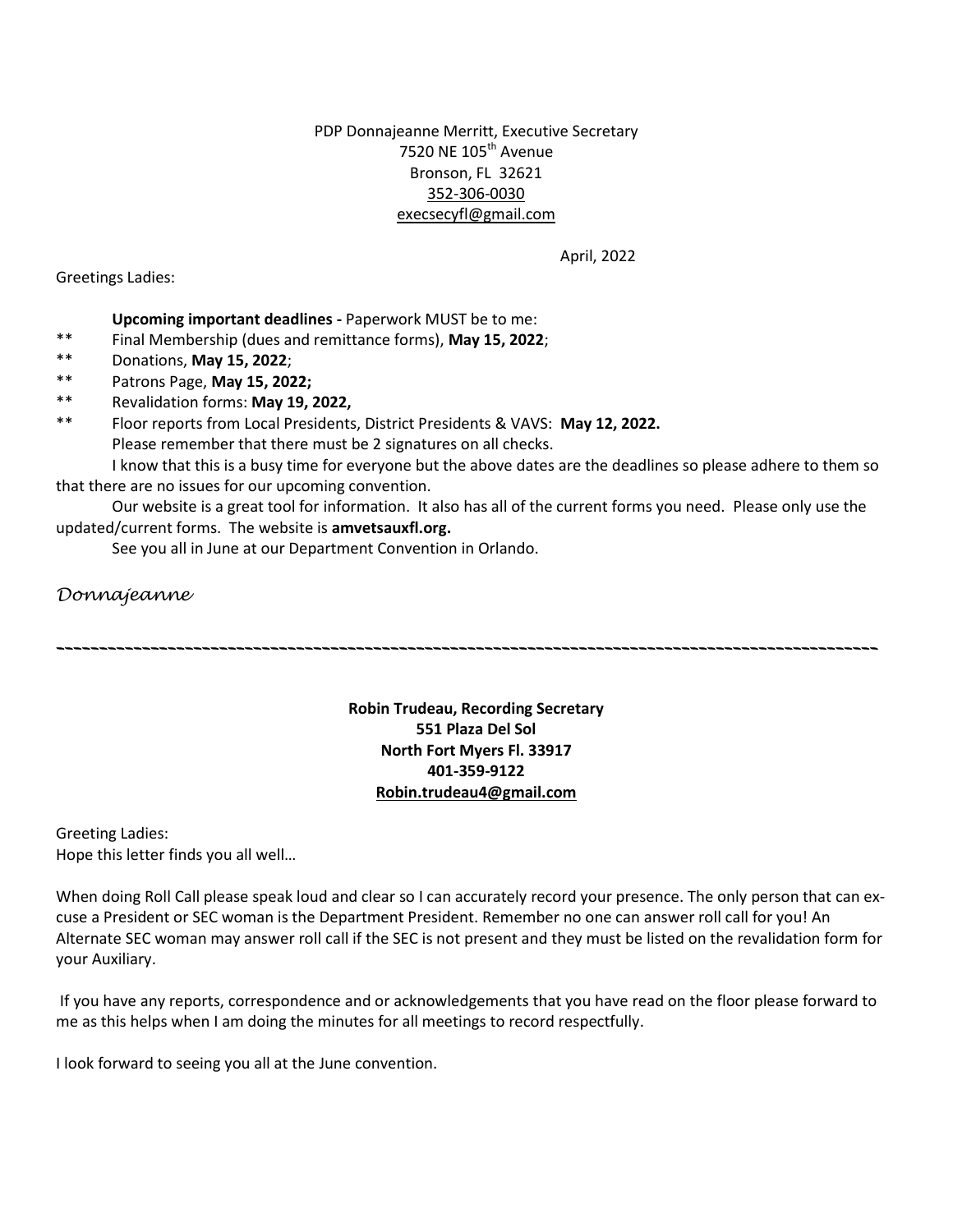PDP Donnajeanne Merritt, Executive Secretary
7520 NE 105th Avenue
Bronson, FL 32621
352-306-0030
execsecyfl@gmail.com

April, 2022

Greetings Ladies:

**Upcoming important deadlines -** Paperwork MUST be to me:

- ** Final Membership (dues and remittance forms), **May 15, 2022**;
- ** Donations, **May 15, 2022**;
- ** Patrons Page, **May 15, 2022;**
- ** Revalidation forms: **May 19, 2022,**
- ** Floor reports from Local Presidents, District Presidents & VAVS: **May 12, 2022.**

Please remember that there must be 2 signatures on all checks.

I know that this is a busy time for everyone but the above dates are the deadlines so please adhere to them so that there are no issues for our upcoming convention.

Our website is a great tool for information. It also has all of the current forms you need. Please only use the updated/current forms. The website is **amvetsauxfl.org.**

See you all in June at our Department Convention in Orlando.

*Donnajeanne*

~~~~~~~~~~~~~~~~~~~~~~~~~~~~~~~~~~~~~~~~~~~~~~~~~~~~~~~~~~~~~~~~~~~~~~~~~~~~~~~~

**Robin Trudeau, Recording Secretary**
**551 Plaza Del Sol**
**North Fort Myers Fl. 33917**
**401-359-9122**
**Robin.trudeau4@gmail.com**

Greeting Ladies:
Hope this letter finds you all well…

When doing Roll Call please speak loud and clear so I can accurately record your presence. The only person that can excuse a President or SEC woman is the Department President. Remember no one can answer roll call for you! An Alternate SEC woman may answer roll call if the SEC is not present and they must be listed on the revalidation form for your Auxiliary.

If you have any reports, correspondence and or acknowledgements that you have read on the floor please forward to me as this helps when I am doing the minutes for all meetings to record respectfully.

I look forward to seeing you all at the June convention.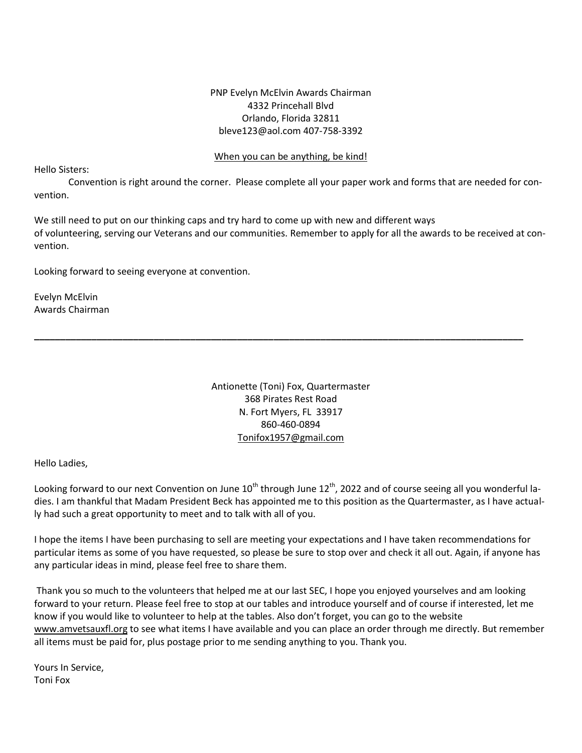PNP Evelyn McElvin Awards Chairman
4332 Princehall Blvd
Orlando, Florida 32811
bleve123@aol.com 407-758-3392

When you can be anything, be kind!

Hello Sisters:

Convention is right around the corner. Please complete all your paper work and forms that are needed for convention.

We still need to put on our thinking caps and try hard to come up with new and different ways of volunteering, serving our Veterans and our communities. Remember to apply for all the awards to be received at convention.

Looking forward to seeing everyone at convention.

Evelyn McElvin
Awards Chairman

---

Antionette (Toni) Fox, Quartermaster
368 Pirates Rest Road
N. Fort Myers, FL 33917
860-460-0894
Tonifox1957@gmail.com

Hello Ladies,

Looking forward to our next Convention on June 10th through June 12th, 2022 and of course seeing all you wonderful ladies. I am thankful that Madam President Beck has appointed me to this position as the Quartermaster, as I have actually had such a great opportunity to meet and to talk with all of you.

I hope the items I have been purchasing to sell are meeting your expectations and I have taken recommendations for particular items as some of you have requested, so please be sure to stop over and check it all out. Again, if anyone has any particular ideas in mind, please feel free to share them.

Thank you so much to the volunteers that helped me at our last SEC, I hope you enjoyed yourselves and am looking forward to your return. Please feel free to stop at our tables and introduce yourself and of course if interested, let me know if you would like to volunteer to help at the tables. Also don't forget, you can go to the website www.amvetsauxfl.org to see what items I have available and you can place an order through me directly. But remember all items must be paid for, plus postage prior to me sending anything to you. Thank you.

Yours In Service,
Toni Fox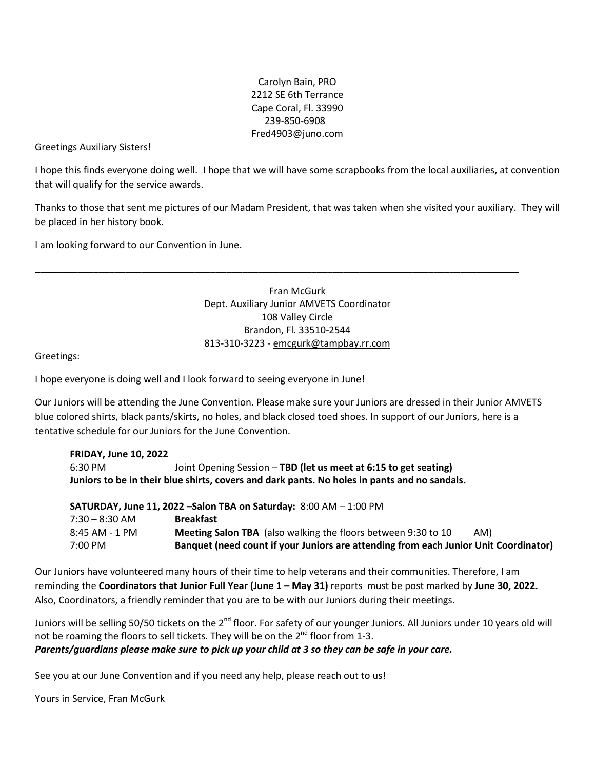Carolyn Bain, PRO
2212 SE 6th Terrance
Cape Coral, Fl. 33990
239-850-6908
Fred4903@juno.com

Greetings Auxiliary Sisters!

I hope this finds everyone doing well. I hope that we will have some scrapbooks from the local auxiliaries, at convention that will qualify for the service awards.

Thanks to those that sent me pictures of our Madam President, that was taken when she visited your auxiliary. They will be placed in her history book.

I am looking forward to our Convention in June.

---

Fran McGurk
Dept. Auxiliary Junior AMVETS Coordinator
108 Valley Circle
Brandon, Fl. 33510-2544
813-310-3223 - emcgurk@tampbay.rr.com

Greetings:

I hope everyone is doing well and I look forward to seeing everyone in June!

Our Juniors will be attending the June Convention. Please make sure your Juniors are dressed in their Junior AMVETS blue colored shirts, black pants/skirts, no holes, and black closed toed shoes. In support of our Juniors, here is a tentative schedule for our Juniors for the June Convention.

**FRIDAY, June 10, 2022**
6:30 PM Joint Opening Session – **TBD (let us meet at 6:15 to get seating)**
**Juniors to be in their blue shirts, covers and dark pants. No holes in pants and no sandals.**

**SATURDAY, June 11, 2022 –Salon TBA on Saturday:** 8:00 AM – 1:00 PM

| | |
|---|---|
| 7:30 – 8:30 AM | **Breakfast** |
| 8:45 AM - 1 PM | **Meeting Salon TBA** (also walking the floors between 9:30 to 10 AM) |
| 7:00 PM | **Banquet (need count if your Juniors are attending from each Junior Unit Coordinator)** |

Our Juniors have volunteered many hours of their time to help veterans and their communities. Therefore, I am reminding the **Coordinators that Junior Full Year (June 1 – May 31)** reports must be post marked by **June 30, 2022.** Also, Coordinators, a friendly reminder that you are to be with our Juniors during their meetings.

Juniors will be selling 50/50 tickets on the 2nd floor. For safety of our younger Juniors. All Juniors under 10 years old will not be roaming the floors to sell tickets. They will be on the 2nd floor from 1-3.
***Parents/guardians please make sure to pick up your child at 3 so they can be safe in your care.***

See you at our June Convention and if you need any help, please reach out to us!

Yours in Service, Fran McGurk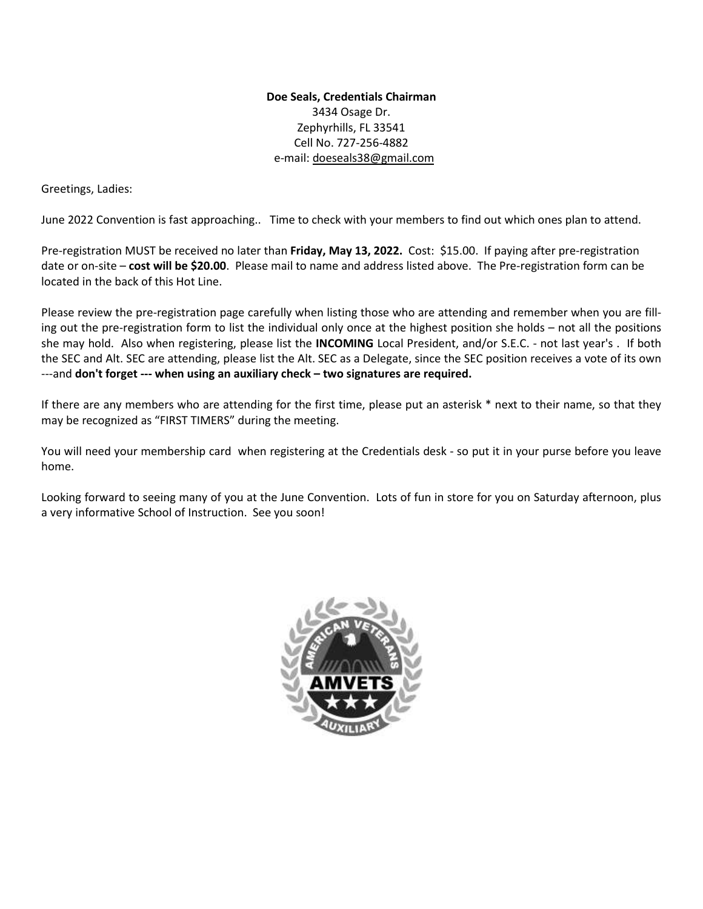**Doe Seals, Credentials Chairman**
3434 Osage Dr.
Zephyrhills, FL 33541
Cell No. 727-256-4882
e-mail: doeseals38@gmail.com

Greetings, Ladies:

June 2022 Convention is fast approaching.. Time to check with your members to find out which ones plan to attend.

Pre-registration MUST be received no later than **Friday, May 13, 2022.** Cost: $15.00. If paying after pre-registration date or on-site – **cost will be $20.00**. Please mail to name and address listed above. The Pre-registration form can be located in the back of this Hot Line.

Please review the pre-registration page carefully when listing those who are attending and remember when you are filling out the pre-registration form to list the individual only once at the highest position she holds – not all the positions she may hold. Also when registering, please list the **INCOMING** Local President, and/or S.E.C. - not last year's . If both the SEC and Alt. SEC are attending, please list the Alt. SEC as a Delegate, since the SEC position receives a vote of its own ---and **don't forget --- when using an auxiliary check – two signatures are required.**

If there are any members who are attending for the first time, please put an asterisk * next to their name, so that they may be recognized as "FIRST TIMERS" during the meeting.

You will need your membership card when registering at the Credentials desk - so put it in your purse before you leave home.

Looking forward to seeing many of you at the June Convention. Lots of fun in store for you on Saturday afternoon, plus a very informative School of Instruction. See you soon!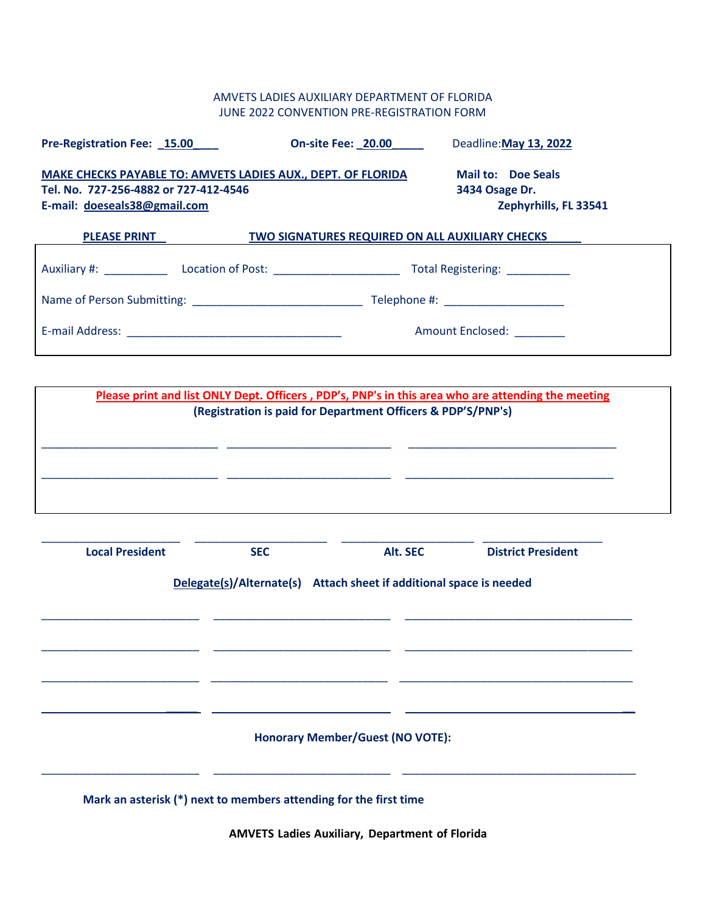AMVETS LADIES AUXILIARY DEPARTMENT OF FLORIDA
JUNE 2022 CONVENTION PRE-REGISTRATION FORM

**Pre-Registration Fee: _15.00____** **On-site Fee: _20.00_____** Deadline: **May 13, 2022**

**MAKE CHECKS PAYABLE TO: AMVETS LADIES AUX., DEPT. OF FLORIDA**
**Tel. No. 727-256-4882 or 727-412-4546**
**E-mail: doeseals38@gmail.com**

**Mail to: Doe Seals**
**3434 Osage Dr.**
**Zephyrhills, FL 33541**

**PLEASE PRINT** **TWO SIGNATURES REQUIRED ON ALL AUXILIARY CHECKS**

Auxiliary #: __________ Location of Post: ____________________ Total Registering: __________

Name of Person Submitting: ___________________________ Telephone #: ___________________

E-mail Address: __________________________________ Amount Enclosed: ________

**Please print and list ONLY Dept. Officers , PDP's, PNP's in this area who are attending the meeting**
**(Registration is paid for Department Officers & PDP'S/PNP's)**

____________________________ __________________________ _________________________________

____________________________ __________________________ _________________________________

| ______________________ | ______________________ | ______________________ | ____________________ |
|---|---|---|---|
| **Local President** | **SEC** | **Alt. SEC** | **District President** |

**Delegate(s)/Alternate(s)** **Attach sheet if additional space is needed**

_________________________ ____________________________ ____________________________________

_________________________ ____________________________ ____________________________________

_________________________ ____________________________ ____________________________________

_________________________ ____________________________ ____________________________________

**Honorary Member/Guest (NO VOTE):**

_________________________ ____________________________ ____________________________________

**Mark an asterisk (*) next to members attending for the first time**

**AMVETS Ladies Auxiliary, Department of Florida**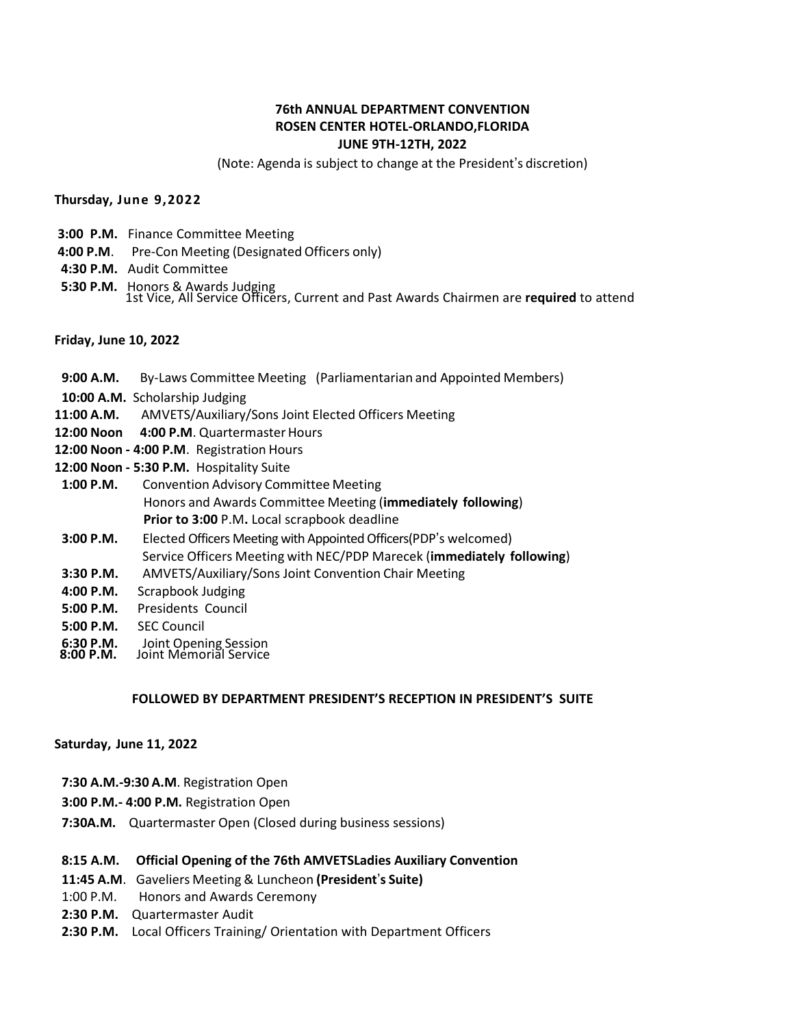**76th ANNUAL DEPARTMENT CONVENTION**
**ROSEN CENTER HOTEL-ORLANDO,FLORIDA**
**JUNE 9TH-12TH, 2022**

(Note: Agenda is subject to change at the President's discretion)

**Thursday, June 9,2022**

**3:00 P.M.** Finance Committee Meeting
**4:00 P.M**. Pre-Con Meeting (Designated Officers only)
**4:30 P.M.** Audit Committee
**5:30 P.M.** Honors & Awards Judging
1st Vice, All Service Officers, Current and Past Awards Chairmen are **required** to attend

**Friday, June 10, 2022**

**9:00 A.M.** By-Laws Committee Meeting (Parliamentarian and Appointed Members)
**10:00 A.M.** Scholarship Judging
**11:00 A.M.** AMVETS/Auxiliary/Sons Joint Elected Officers Meeting
**12:00 Noon 4:00 P.M**. Quartermaster Hours
**12:00 Noon - 4:00 P.M**. Registration Hours
**12:00 Noon - 5:30 P.M.** Hospitality Suite
**1:00 P.M.** Convention Advisory Committee Meeting
Honors and Awards Committee Meeting (**immediately following**)
**Prior to 3:00** P.M**.** Local scrapbook deadline
**3:00 P.M.** Elected Officers Meeting with Appointed Officers(PDP's welcomed)
Service Officers Meeting with NEC/PDP Marecek (**immediately following**)
**3:30 P.M.** AMVETS/Auxiliary/Sons Joint Convention Chair Meeting
**4:00 P.M.** Scrapbook Judging
**5:00 P.M.** Presidents Council
**5:00 P.M.** SEC Council
**6:30 P.M.** Joint Opening Session
**8:00 P.M.** Joint Memorial Service

**FOLLOWED BY DEPARTMENT PRESIDENT'S RECEPTION IN PRESIDENT'S SUITE**

**Saturday, June 11, 2022**

**7:30 A.M.-9:30 A.M**. Registration Open
**3:00 P.M.- 4:00 P.M.** Registration Open
**7:30A.M.** Quartermaster Open (Closed during business sessions)

**8:15 A.M.** **Official Opening of the 76th AMVETSLadies Auxiliary Convention**
**11:45 A.M**. Gaveliers Meeting & Luncheon **(President's Suite)**
1:00 P.M. Honors and Awards Ceremony
**2:30 P.M.** Quartermaster Audit
**2:30 P.M.** Local Officers Training/ Orientation with Department Officers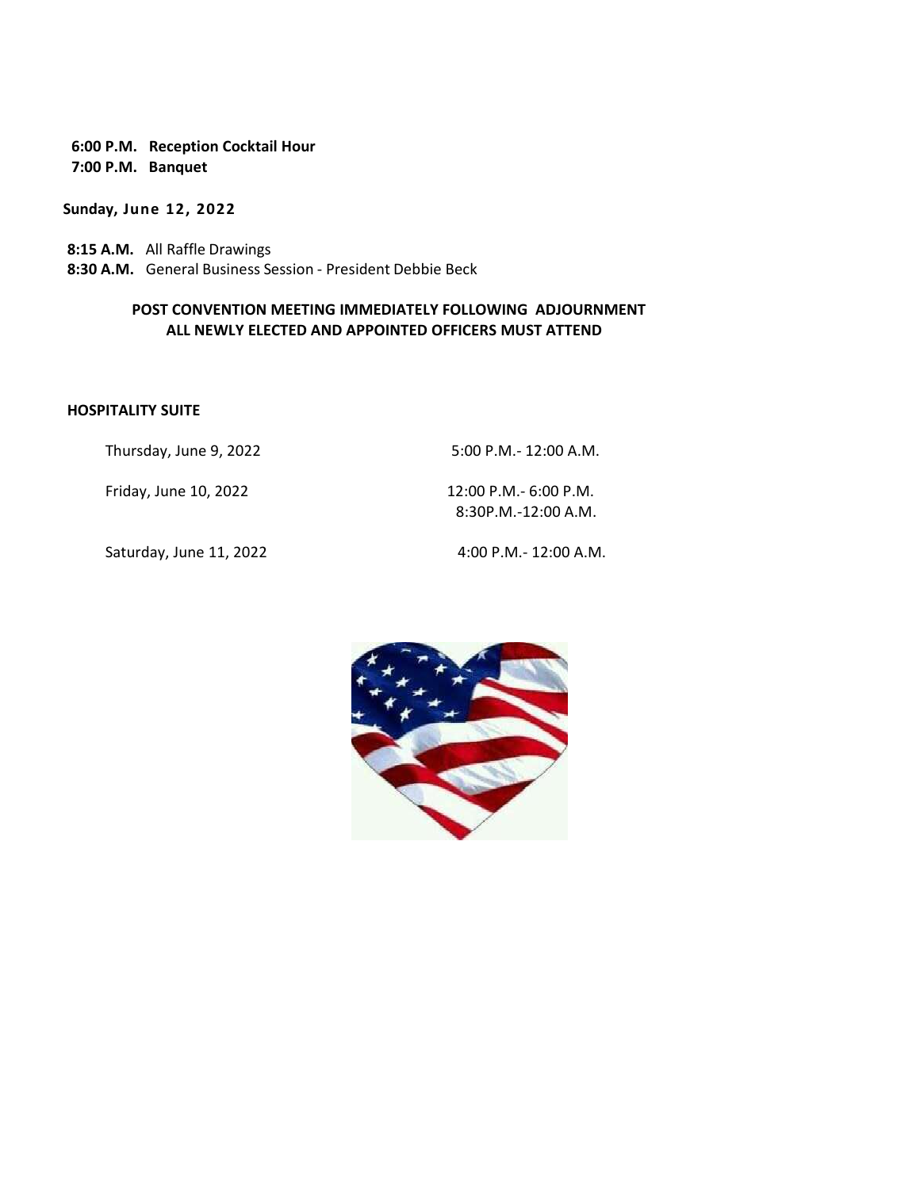**6:00 P.M. Reception Cocktail Hour**
**7:00 P.M. Banquet**

**Sunday, June 12, 2022**

**8:15 A.M.** All Raffle Drawings
**8:30 A.M.** General Business Session - President Debbie Beck

**POST CONVENTION MEETING IMMEDIATELY FOLLOWING ADJOURNMENT**
**ALL NEWLY ELECTED AND APPOINTED OFFICERS MUST ATTEND**

**HOSPITALITY SUITE**

| | |
|---|---|
| Thursday, June 9, 2022 | 5:00 P.M.- 12:00 A.M. |
| Friday, June 10, 2022 | 12:00 P.M.- 6:00 P.M.<br>8:30P.M.-12:00 A.M. |
| Saturday, June 11, 2022 | 4:00 P.M.- 12:00 A.M. |